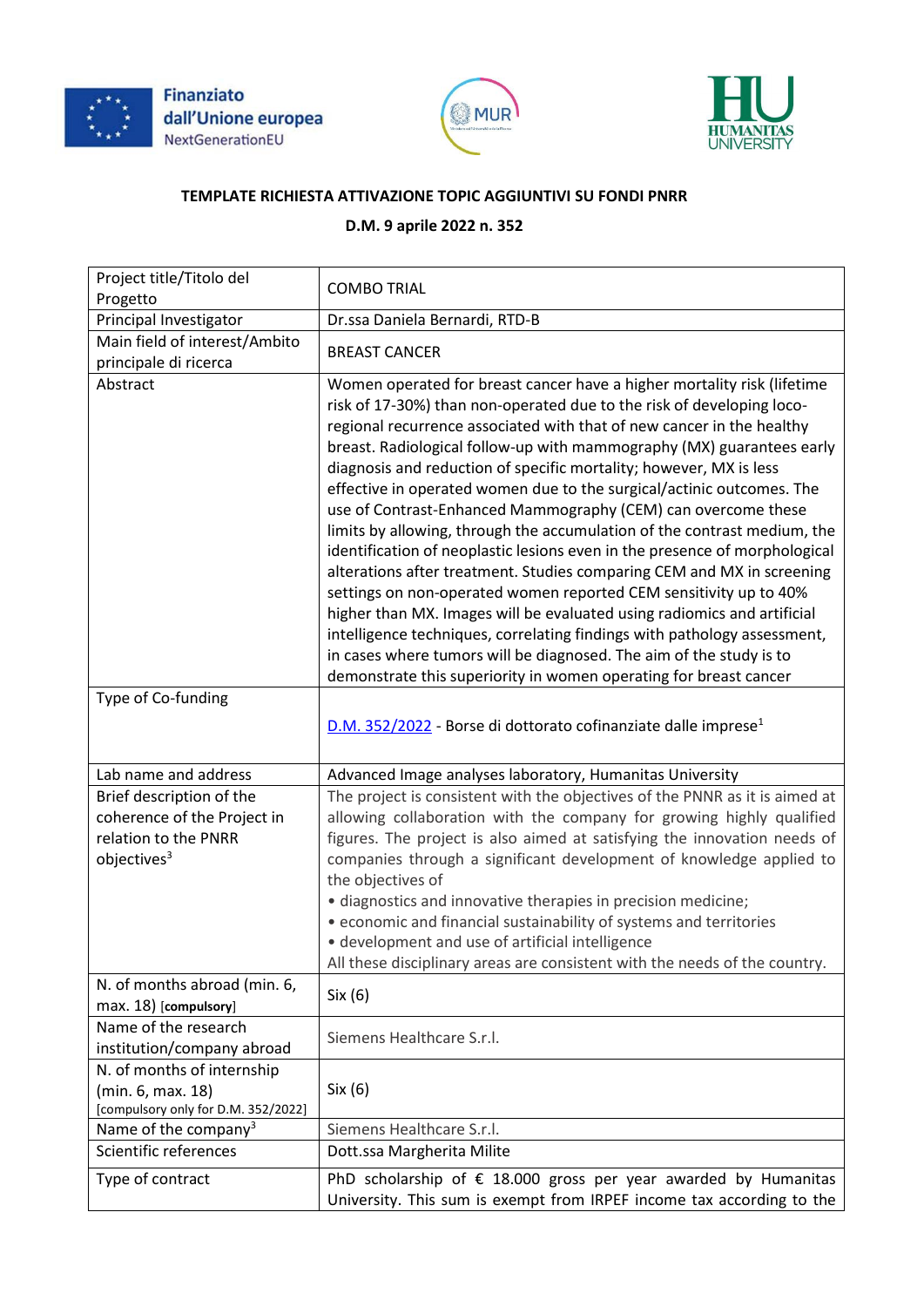Finanziato dall'Unione europea NextGenerationEU

**TEMPLATE RICHIESTA ATTIVAZIONE TOPIC AGGIUNTIVI SU FONDI PNRR**

**D.M. 9 aprile 2022 n. 352**

| | |
|---|---|
| Project title/Titolo del Progetto | COMBO TRIAL |
| Principal Investigator | Dr.ssa Daniela Bernardi, RTD-B |
| Main field of interest/Ambito principale di ricerca | BREAST CANCER |
| Abstract | Women operated for breast cancer have a higher mortality risk (lifetime risk of 17-30%) than non-operated due to the risk of developing loco-regional recurrence associated with that of new cancer in the healthy breast. Radiological follow-up with mammography (MX) guarantees early diagnosis and reduction of specific mortality; however, MX is less effective in operated women due to the surgical/actinic outcomes. The use of Contrast-Enhanced Mammography (CEM) can overcome these limits by allowing, through the accumulation of the contrast medium, the identification of neoplastic lesions even in the presence of morphological alterations after treatment. Studies comparing CEM and MX in screening settings on non-operated women reported CEM sensitivity up to 40% higher than MX. Images will be evaluated using radiomics and artificial intelligence techniques, correlating findings with pathology assessment, in cases where tumors will be diagnosed. The aim of the study is to demonstrate this superiority in women operating for breast cancer |
| Type of Co-funding | D.M. 352/2022 - Borse di dottorato cofinanziate dalle imprese[1] |
| Lab name and address | Advanced Image analyses laboratory, Humanitas University |
| Brief description of the coherence of the Project in relation to the PNRR objectives[3] | The project is consistent with the objectives of the PNRR as it is aimed at allowing collaboration with the company for growing highly qualified figures. The project is also aimed at satisfying the innovation needs of companies through a significant development of knowledge applied to the objectives of<br>• diagnostics and innovative therapies in precision medicine;<br>• economic and financial sustainability of systems and territories<br>• development and use of artificial intelligence<br>All these disciplinary areas are consistent with the needs of the country. |
| N. of months abroad (min. 6, max. 18) [compulsory] | Six (6) |
| Name of the research institution/company abroad | Siemens Healthcare S.r.l. |
| N. of months of internship (min. 6, max. 18) [compulsory only for D.M. 352/2022] | Six (6) |
| Name of the company[3] | Siemens Healthcare S.r.l. |
| Scientific references | Dott.ssa Margherita Milite |
| Type of contract | PhD scholarship of € 18.000 gross per year awarded by Humanitas University. This sum is exempt from IRPEF income tax according to the |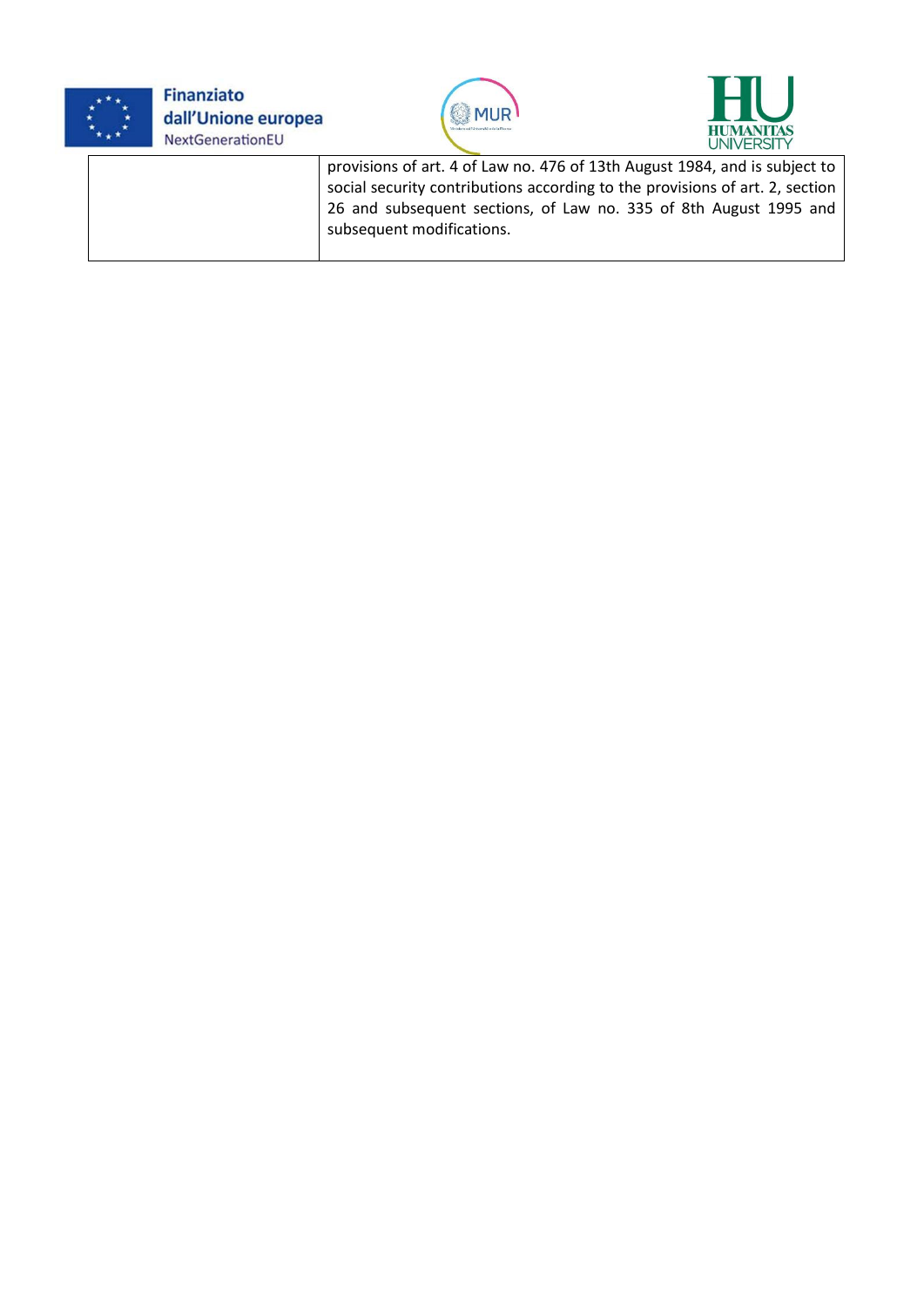| | |
|---|---|
| | provisions of art. 4 of Law no. 476 of 13th August 1984, and is subject to social security contributions according to the provisions of art. 2, section 26 and subsequent sections, of Law no. 335 of 8th August 1995 and subsequent modifications. |